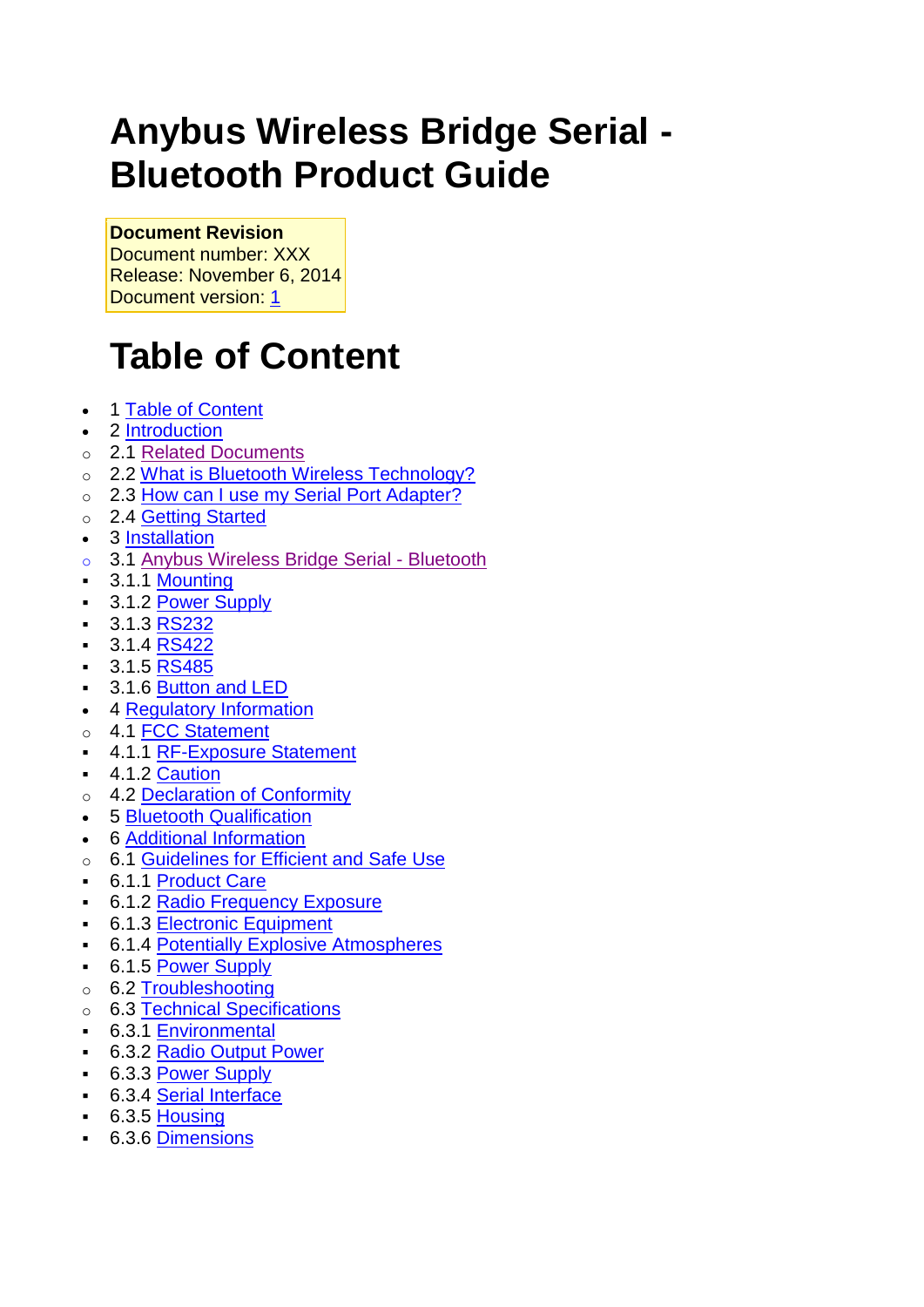# Anybus Wireless Bridge Serial - Bluetooth Product Guide

**Document Revision**
Document number: XXX
Release: November 6, 2014
Document version: 1

# Table of Content

- 1 Table of Content
- 2 Introduction
  - 2.1 Related Documents
  - 2.2 What is Bluetooth Wireless Technology?
  - 2.3 How can I use my Serial Port Adapter?
  - 2.4 Getting Started
- 3 Installation
  - 3.1 Anybus Wireless Bridge Serial - Bluetooth
    - 3.1.1 Mounting
    - 3.1.2 Power Supply
    - 3.1.3 RS232
    - 3.1.4 RS422
    - 3.1.5 RS485
    - 3.1.6 Button and LED
- 4 Regulatory Information
  - 4.1 FCC Statement
    - 4.1.1 RF-Exposure Statement
    - 4.1.2 Caution
  - 4.2 Declaration of Conformity
- 5 Bluetooth Qualification
- 6 Additional Information
  - 6.1 Guidelines for Efficient and Safe Use
    - 6.1.1 Product Care
    - 6.1.2 Radio Frequency Exposure
    - 6.1.3 Electronic Equipment
    - 6.1.4 Potentially Explosive Atmospheres
    - 6.1.5 Power Supply
  - 6.2 Troubleshooting
  - 6.3 Technical Specifications
    - 6.3.1 Environmental
    - 6.3.2 Radio Output Power
    - 6.3.3 Power Supply
    - 6.3.4 Serial Interface
    - 6.3.5 Housing
    - 6.3.6 Dimensions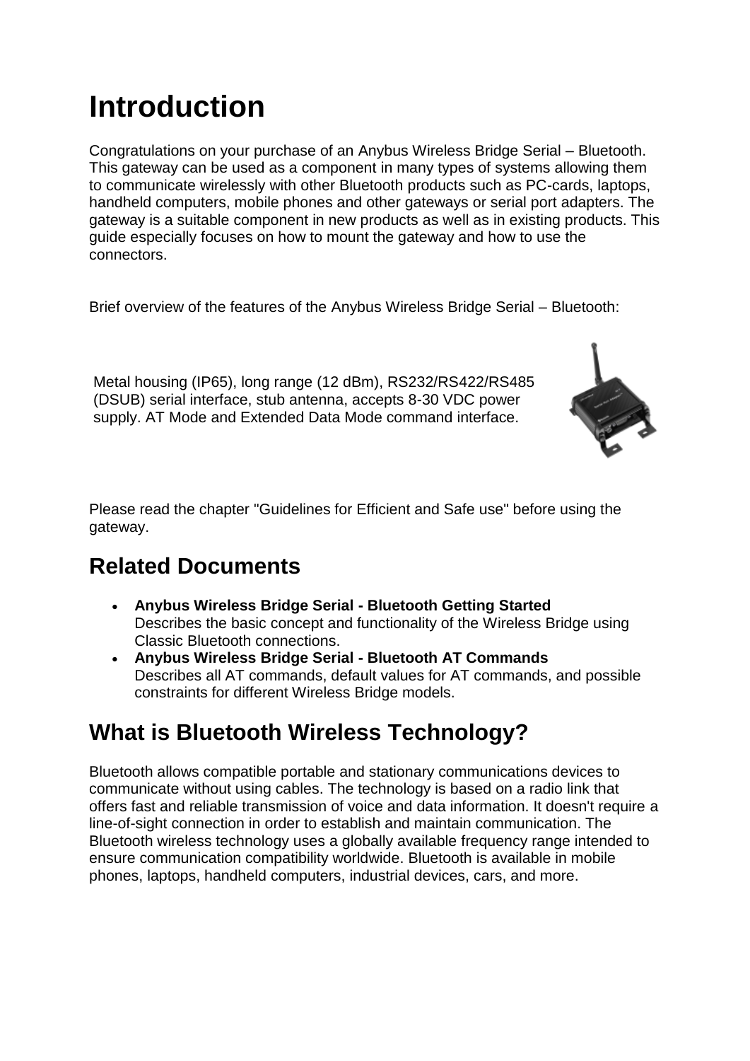# Introduction

Congratulations on your purchase of an Anybus Wireless Bridge Serial – Bluetooth. This gateway can be used as a component in many types of systems allowing them to communicate wirelessly with other Bluetooth products such as PC-cards, laptops, handheld computers, mobile phones and other gateways or serial port adapters. The gateway is a suitable component in new products as well as in existing products. This guide especially focuses on how to mount the gateway and how to use the connectors.

Brief overview of the features of the Anybus Wireless Bridge Serial – Bluetooth:

Metal housing (IP65), long range (12 dBm), RS232/RS422/RS485 (DSUB) serial interface, stub antenna, accepts 8-30 VDC power supply. AT Mode and Extended Data Mode command interface.

Please read the chapter "Guidelines for Efficient and Safe use" before using the gateway.

## Related Documents

- **Anybus Wireless Bridge Serial - Bluetooth Getting Started**
  Describes the basic concept and functionality of the Wireless Bridge using Classic Bluetooth connections.
- **Anybus Wireless Bridge Serial - Bluetooth AT Commands**
  Describes all AT commands, default values for AT commands, and possible constraints for different Wireless Bridge models.

## What is Bluetooth Wireless Technology?

Bluetooth allows compatible portable and stationary communications devices to communicate without using cables. The technology is based on a radio link that offers fast and reliable transmission of voice and data information. It doesn't require a line-of-sight connection in order to establish and maintain communication. The Bluetooth wireless technology uses a globally available frequency range intended to ensure communication compatibility worldwide. Bluetooth is available in mobile phones, laptops, handheld computers, industrial devices, cars, and more.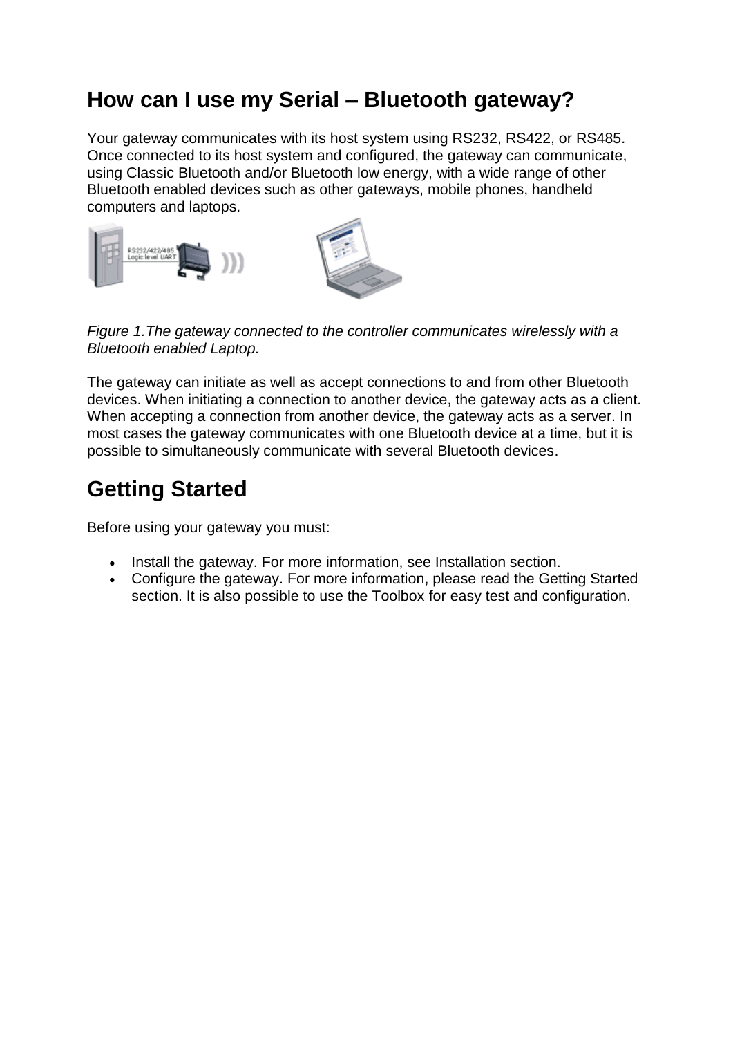## How can I use my Serial – Bluetooth gateway?

Your gateway communicates with its host system using RS232, RS422, or RS485. Once connected to its host system and configured, the gateway can communicate, using Classic Bluetooth and/or Bluetooth low energy, with a wide range of other Bluetooth enabled devices such as other gateways, mobile phones, handheld computers and laptops.

*Figure 1.The gateway connected to the controller communicates wirelessly with a Bluetooth enabled Laptop.*

The gateway can initiate as well as accept connections to and from other Bluetooth devices. When initiating a connection to another device, the gateway acts as a client. When accepting a connection from another device, the gateway acts as a server. In most cases the gateway communicates with one Bluetooth device at a time, but it is possible to simultaneously communicate with several Bluetooth devices.

## Getting Started

Before using your gateway you must:

- Install the gateway. For more information, see Installation section.
- Configure the gateway. For more information, please read the Getting Started section. It is also possible to use the Toolbox for easy test and configuration.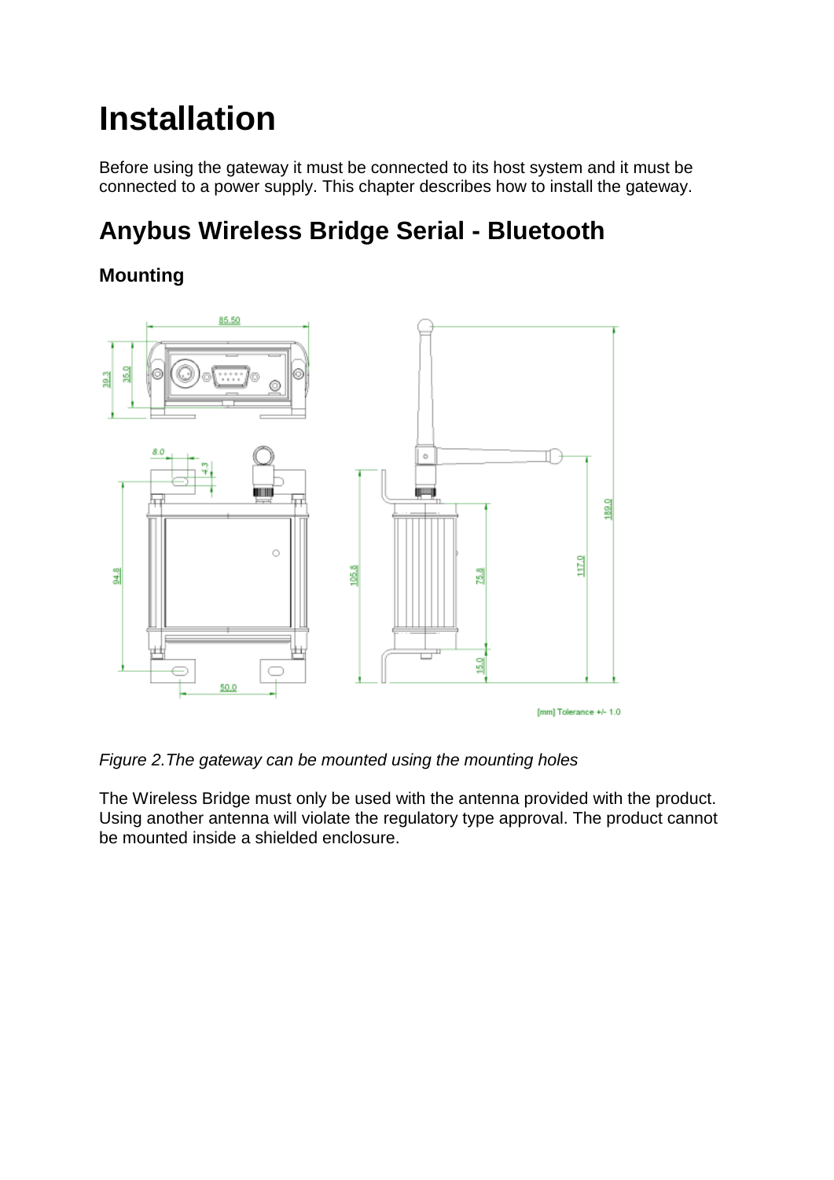# Installation

Before using the gateway it must be connected to its host system and it must be connected to a power supply. This chapter describes how to install the gateway.

## Anybus Wireless Bridge Serial - Bluetooth

### Mounting

*Figure 2.The gateway can be mounted using the mounting holes*

The Wireless Bridge must only be used with the antenna provided with the product. Using another antenna will violate the regulatory type approval. The product cannot be mounted inside a shielded enclosure.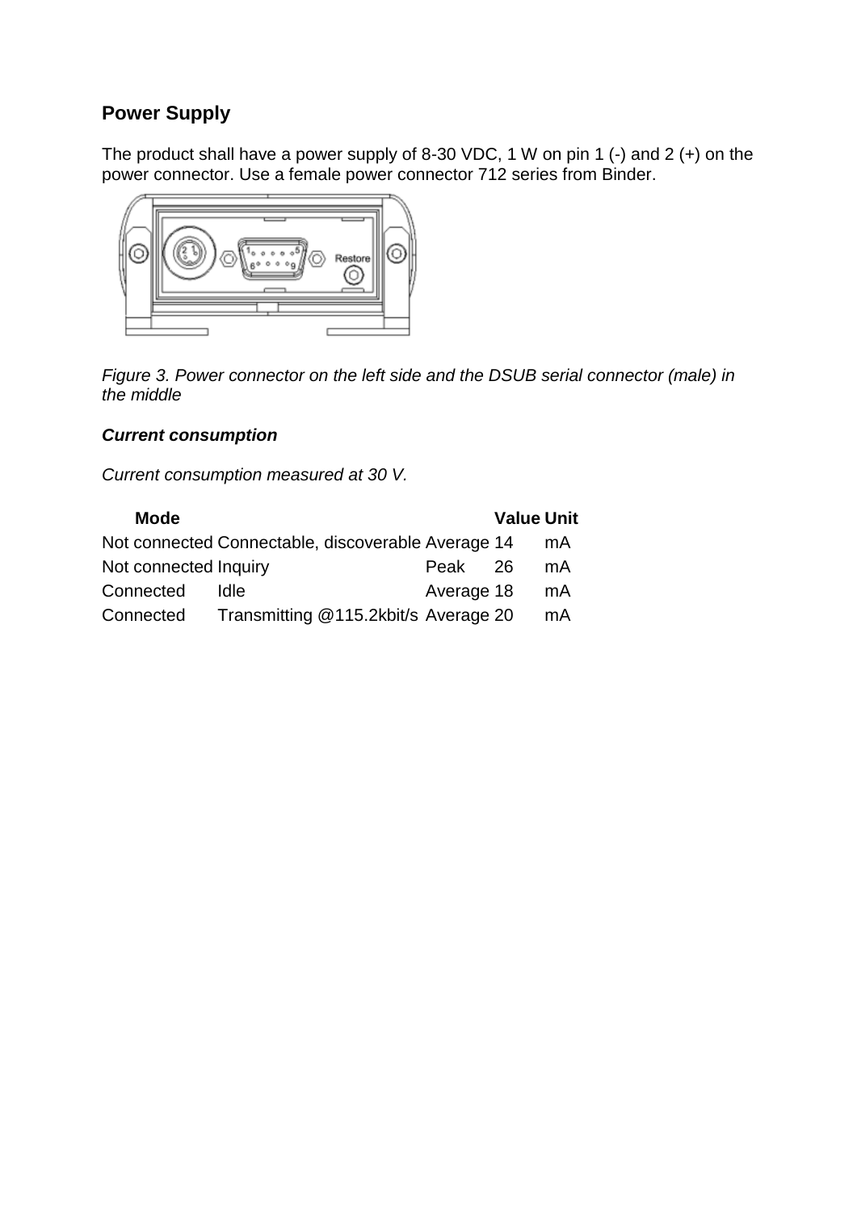## Power Supply

The product shall have a power supply of 8-30 VDC, 1 W on pin 1 (-) and 2 (+) on the power connector. Use a female power connector 712 series from Binder.

*Figure 3. Power connector on the left side and the DSUB serial connector (male) in the middle*

***Current consumption***

*Current consumption measured at 30 V.*

| Mode | | | Value | Unit |
|---|---|---|---|---|
| Not connected | Connectable, discoverable | Average | 14 | mA |
| Not connected | Inquiry | Peak | 26 | mA |
| Connected | Idle | Average | 18 | mA |
| Connected | Transmitting @115.2kbit/s | Average | 20 | mA |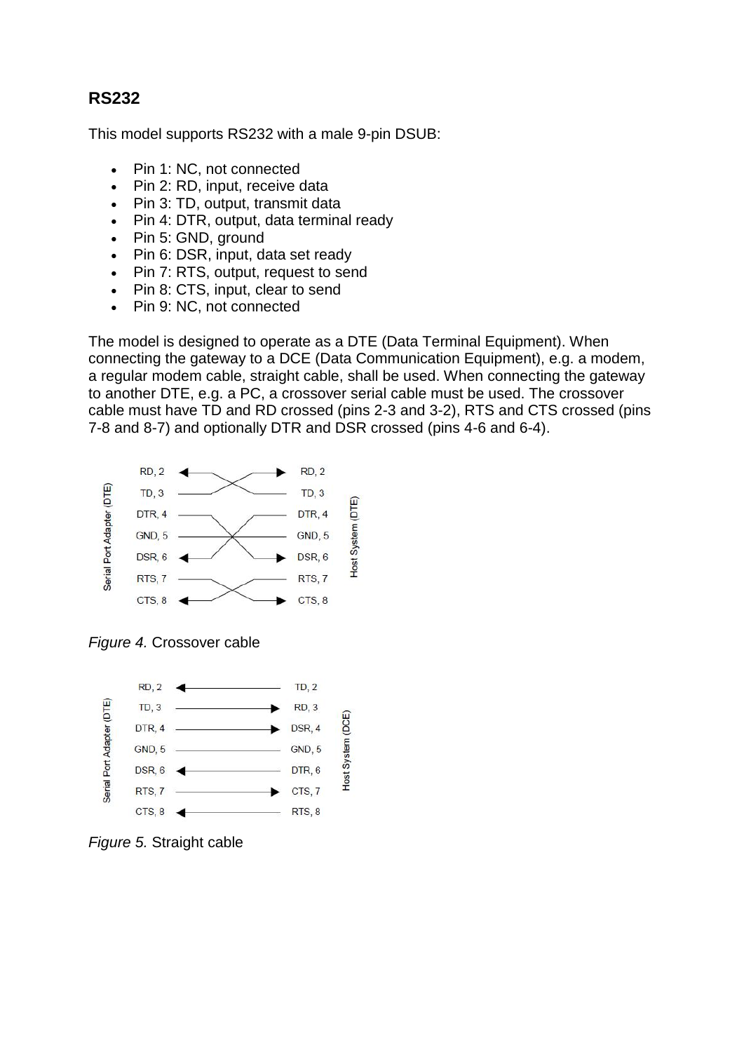## RS232

This model supports RS232 with a male 9-pin DSUB:

- Pin 1: NC, not connected
- Pin 2: RD, input, receive data
- Pin 3: TD, output, transmit data
- Pin 4: DTR, output, data terminal ready
- Pin 5: GND, ground
- Pin 6: DSR, input, data set ready
- Pin 7: RTS, output, request to send
- Pin 8: CTS, input, clear to send
- Pin 9: NC, not connected

The model is designed to operate as a DTE (Data Terminal Equipment). When connecting the gateway to a DCE (Data Communication Equipment), e.g. a modem, a regular modem cable, straight cable, shall be used. When connecting the gateway to another DTE, e.g. a PC, a crossover serial cable must be used. The crossover cable must have TD and RD crossed (pins 2-3 and 3-2), RTS and CTS crossed (pins 7-8 and 8-7) and optionally DTR and DSR crossed (pins 4-6 and 6-4).

*Figure 4.* Crossover cable

*Figure 5.* Straight cable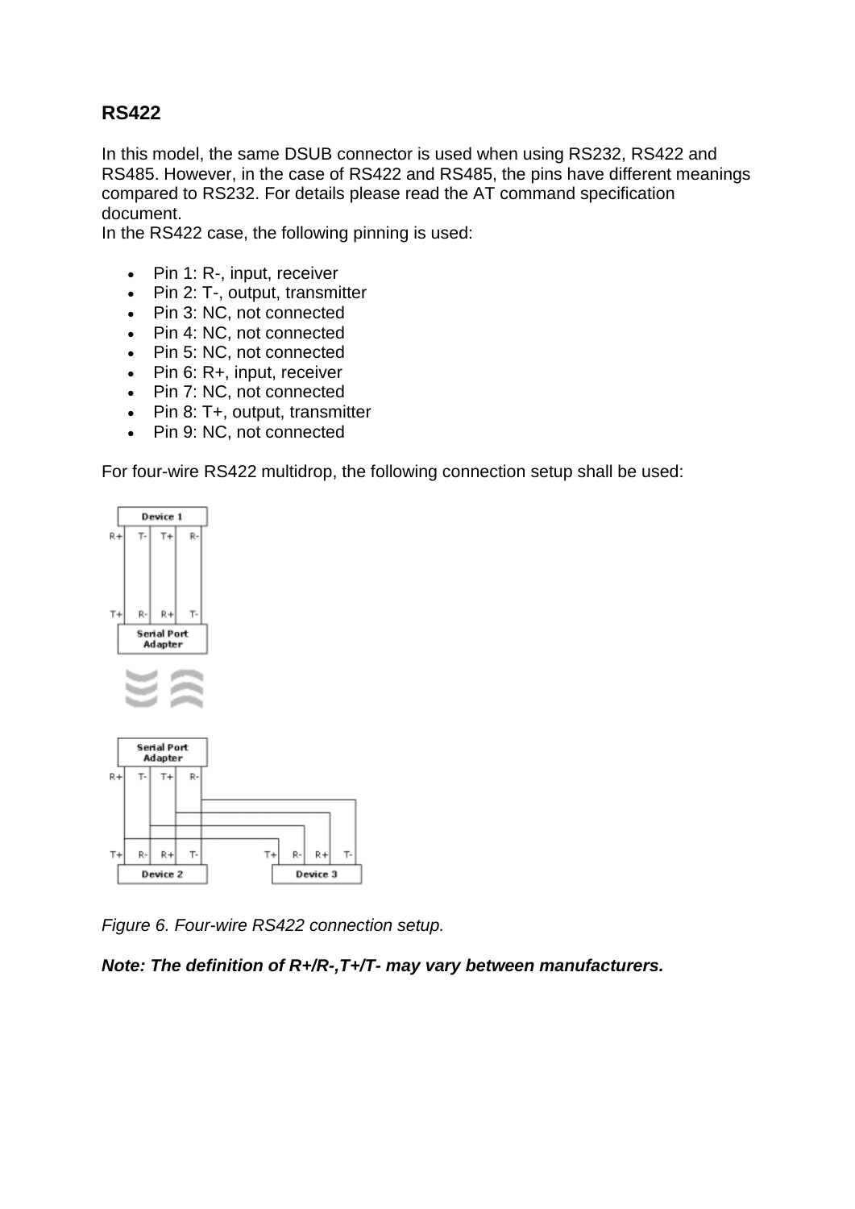## RS422

In this model, the same DSUB connector is used when using RS232, RS422 and RS485. However, in the case of RS422 and RS485, the pins have different meanings compared to RS232. For details please read the AT command specification document.
In the RS422 case, the following pinning is used:

- Pin 1: R-, input, receiver
- Pin 2: T-, output, transmitter
- Pin 3: NC, not connected
- Pin 4: NC, not connected
- Pin 5: NC, not connected
- Pin 6: R+, input, receiver
- Pin 7: NC, not connected
- Pin 8: T+, output, transmitter
- Pin 9: NC, not connected

For four-wire RS422 multidrop, the following connection setup shall be used:

*Figure 6. Four-wire RS422 connection setup.*

***Note: The definition of R+/R-,T+/T- may vary between manufacturers.***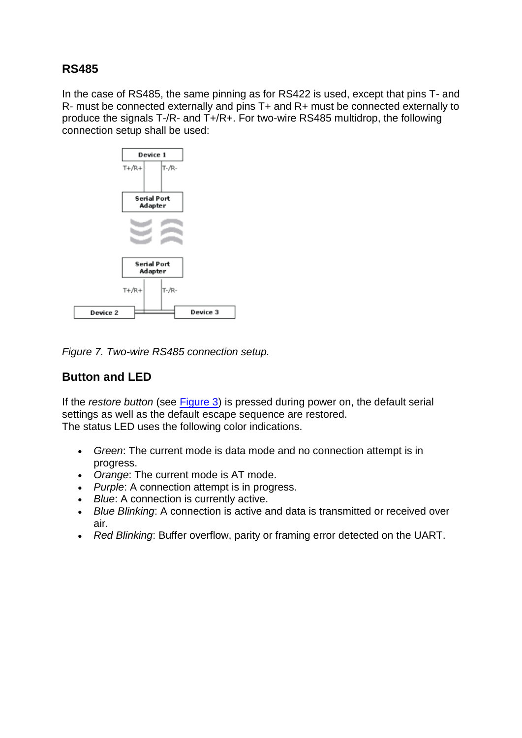## RS485

In the case of RS485, the same pinning as for RS422 is used, except that pins T- and R- must be connected externally and pins T+ and R+ must be connected externally to produce the signals T-/R- and T+/R+. For two-wire RS485 multidrop, the following connection setup shall be used:

*Figure 7. Two-wire RS485 connection setup.*

## Button and LED

If the *restore button* (see Figure 3) is pressed during power on, the default serial settings as well as the default escape sequence are restored.
The status LED uses the following color indications.

- *Green*: The current mode is data mode and no connection attempt is in progress.
- *Orange*: The current mode is AT mode.
- *Purple*: A connection attempt is in progress.
- *Blue*: A connection is currently active.
- *Blue Blinking*: A connection is active and data is transmitted or received over air.
- *Red Blinking*: Buffer overflow, parity or framing error detected on the UART.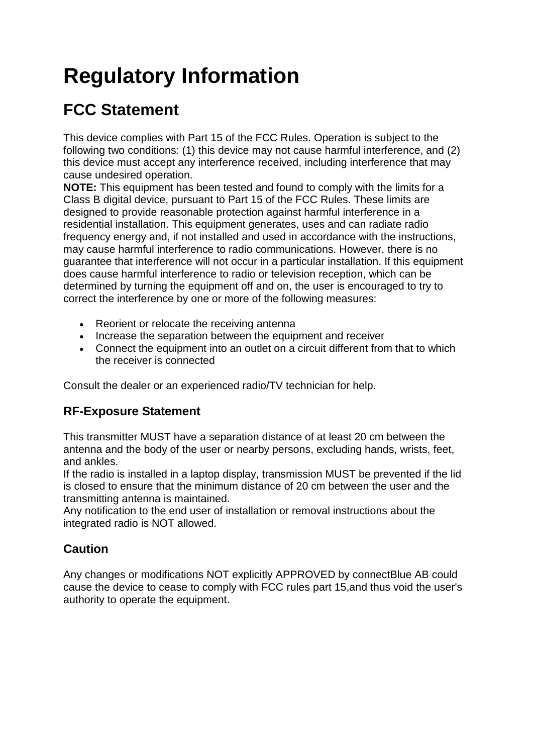# Regulatory Information

## FCC Statement

This device complies with Part 15 of the FCC Rules. Operation is subject to the following two conditions: (1) this device may not cause harmful interference, and (2) this device must accept any interference received, including interference that may cause undesired operation.
**NOTE:** This equipment has been tested and found to comply with the limits for a Class B digital device, pursuant to Part 15 of the FCC Rules. These limits are designed to provide reasonable protection against harmful interference in a residential installation. This equipment generates, uses and can radiate radio frequency energy and, if not installed and used in accordance with the instructions, may cause harmful interference to radio communications. However, there is no guarantee that interference will not occur in a particular installation. If this equipment does cause harmful interference to radio or television reception, which can be determined by turning the equipment off and on, the user is encouraged to try to correct the interference by one or more of the following measures:

- Reorient or relocate the receiving antenna
- Increase the separation between the equipment and receiver
- Connect the equipment into an outlet on a circuit different from that to which the receiver is connected

Consult the dealer or an experienced radio/TV technician for help.

### RF-Exposure Statement

This transmitter MUST have a separation distance of at least 20 cm between the antenna and the body of the user or nearby persons, excluding hands, wrists, feet, and ankles.
If the radio is installed in a laptop display, transmission MUST be prevented if the lid is closed to ensure that the minimum distance of 20 cm between the user and the transmitting antenna is maintained.
Any notification to the end user of installation or removal instructions about the integrated radio is NOT allowed.

### Caution

Any changes or modifications NOT explicitly APPROVED by connectBlue AB could cause the device to cease to comply with FCC rules part 15,and thus void the user's authority to operate the equipment.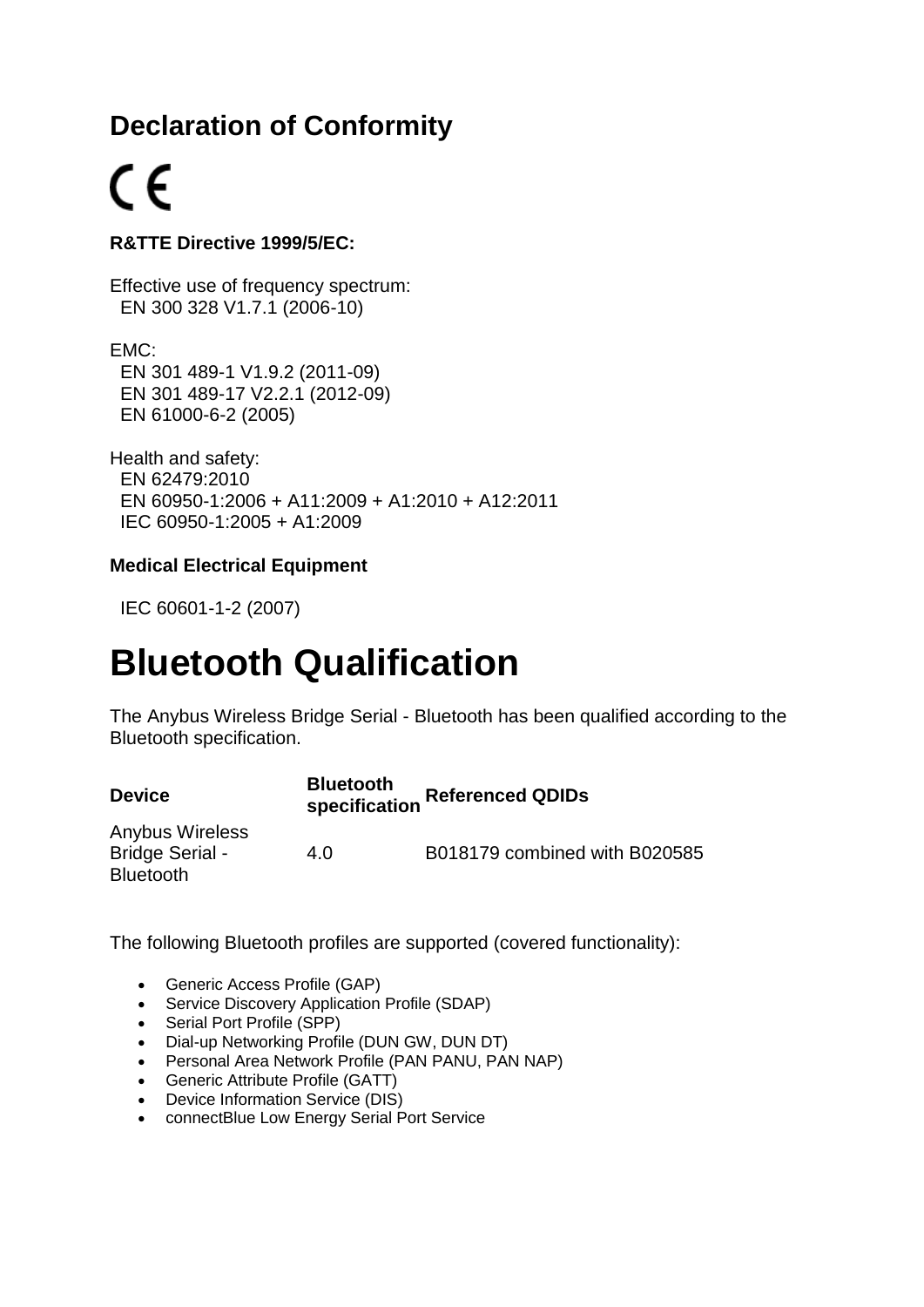## Declaration of Conformity

CE

**R&TTE Directive 1999/5/EC:**

Effective use of frequency spectrum:
EN 300 328 V1.7.1 (2006-10)

EMC:
EN 301 489-1 V1.9.2 (2011-09)
EN 301 489-17 V2.2.1 (2012-09)
EN 61000-6-2 (2005)

Health and safety:
EN 62479:2010
EN 60950-1:2006 + A11:2009 + A1:2010 + A12:2011
IEC 60950-1:2005 + A1:2009

**Medical Electrical Equipment**

IEC 60601-1-2 (2007)

# Bluetooth Qualification

The Anybus Wireless Bridge Serial - Bluetooth has been qualified according to the Bluetooth specification.

| Device | Bluetooth specification | Referenced QDIDs |
|---|---|---|
| Anybus Wireless Bridge Serial - Bluetooth | 4.0 | B018179 combined with B020585 |

The following Bluetooth profiles are supported (covered functionality):

- Generic Access Profile (GAP)
- Service Discovery Application Profile (SDAP)
- Serial Port Profile (SPP)
- Dial-up Networking Profile (DUN GW, DUN DT)
- Personal Area Network Profile (PAN PANU, PAN NAP)
- Generic Attribute Profile (GATT)
- Device Information Service (DIS)
- connectBlue Low Energy Serial Port Service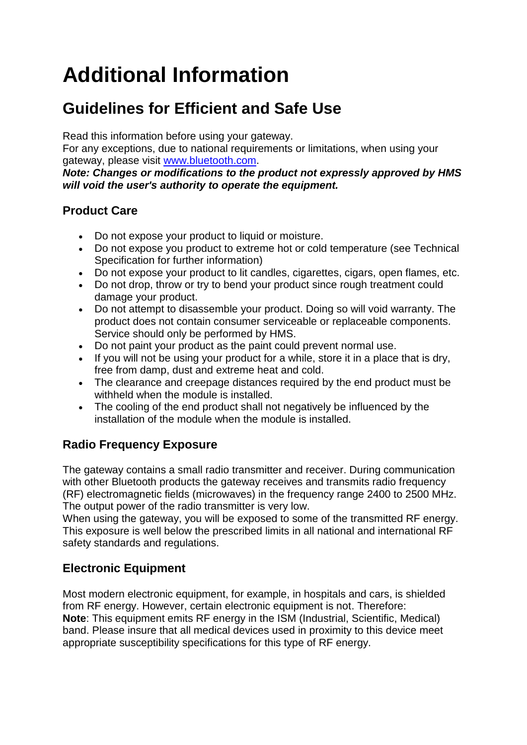# Additional Information

## Guidelines for Efficient and Safe Use

Read this information before using your gateway.
For any exceptions, due to national requirements or limitations, when using your gateway, please visit [www.bluetooth.com](www.bluetooth.com).
***Note: Changes or modifications to the product not expressly approved by HMS will void the user's authority to operate the equipment.***

### Product Care

- Do not expose your product to liquid or moisture.
- Do not expose you product to extreme hot or cold temperature (see Technical Specification for further information)
- Do not expose your product to lit candles, cigarettes, cigars, open flames, etc.
- Do not drop, throw or try to bend your product since rough treatment could damage your product.
- Do not attempt to disassemble your product. Doing so will void warranty. The product does not contain consumer serviceable or replaceable components. Service should only be performed by HMS.
- Do not paint your product as the paint could prevent normal use.
- If you will not be using your product for a while, store it in a place that is dry, free from damp, dust and extreme heat and cold.
- The clearance and creepage distances required by the end product must be withheld when the module is installed.
- The cooling of the end product shall not negatively be influenced by the installation of the module when the module is installed.

### Radio Frequency Exposure

The gateway contains a small radio transmitter and receiver. During communication with other Bluetooth products the gateway receives and transmits radio frequency (RF) electromagnetic fields (microwaves) in the frequency range 2400 to 2500 MHz. The output power of the radio transmitter is very low.
When using the gateway, you will be exposed to some of the transmitted RF energy. This exposure is well below the prescribed limits in all national and international RF safety standards and regulations.

### Electronic Equipment

Most modern electronic equipment, for example, in hospitals and cars, is shielded from RF energy. However, certain electronic equipment is not. Therefore:
**Note**: This equipment emits RF energy in the ISM (Industrial, Scientific, Medical) band. Please insure that all medical devices used in proximity to this device meet appropriate susceptibility specifications for this type of RF energy.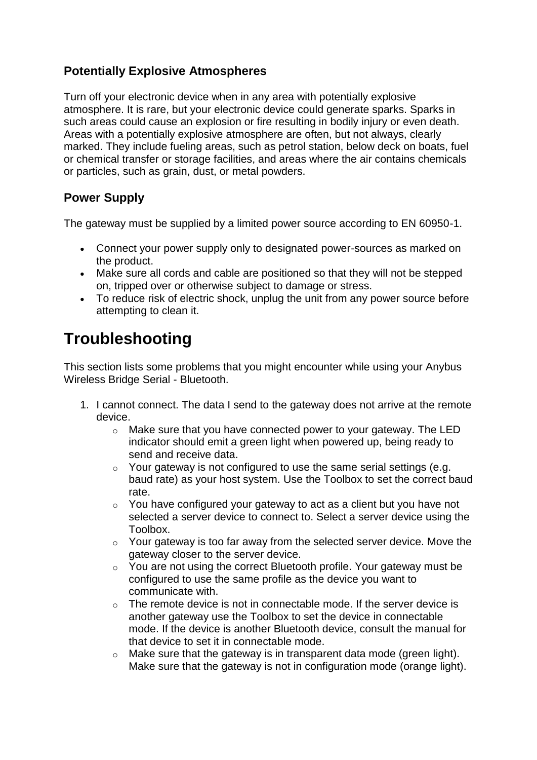### Potentially Explosive Atmospheres

Turn off your electronic device when in any area with potentially explosive atmosphere. It is rare, but your electronic device could generate sparks. Sparks in such areas could cause an explosion or fire resulting in bodily injury or even death. Areas with a potentially explosive atmosphere are often, but not always, clearly marked. They include fueling areas, such as petrol station, below deck on boats, fuel or chemical transfer or storage facilities, and areas where the air contains chemicals or particles, such as grain, dust, or metal powders.

### Power Supply

The gateway must be supplied by a limited power source according to EN 60950-1.

- Connect your power supply only to designated power-sources as marked on the product.
- Make sure all cords and cable are positioned so that they will not be stepped on, tripped over or otherwise subject to damage or stress.
- To reduce risk of electric shock, unplug the unit from any power source before attempting to clean it.

# Troubleshooting

This section lists some problems that you might encounter while using your Anybus Wireless Bridge Serial - Bluetooth.

1. I cannot connect. The data I send to the gateway does not arrive at the remote device.
    - Make sure that you have connected power to your gateway. The LED indicator should emit a green light when powered up, being ready to send and receive data.
    - Your gateway is not configured to use the same serial settings (e.g. baud rate) as your host system. Use the Toolbox to set the correct baud rate.
    - You have configured your gateway to act as a client but you have not selected a server device to connect to. Select a server device using the Toolbox.
    - Your gateway is too far away from the selected server device. Move the gateway closer to the server device.
    - You are not using the correct Bluetooth profile. Your gateway must be configured to use the same profile as the device you want to communicate with.
    - The remote device is not in connectable mode. If the server device is another gateway use the Toolbox to set the device in connectable mode. If the device is another Bluetooth device, consult the manual for that device to set it in connectable mode.
    - Make sure that the gateway is in transparent data mode (green light). Make sure that the gateway is not in configuration mode (orange light).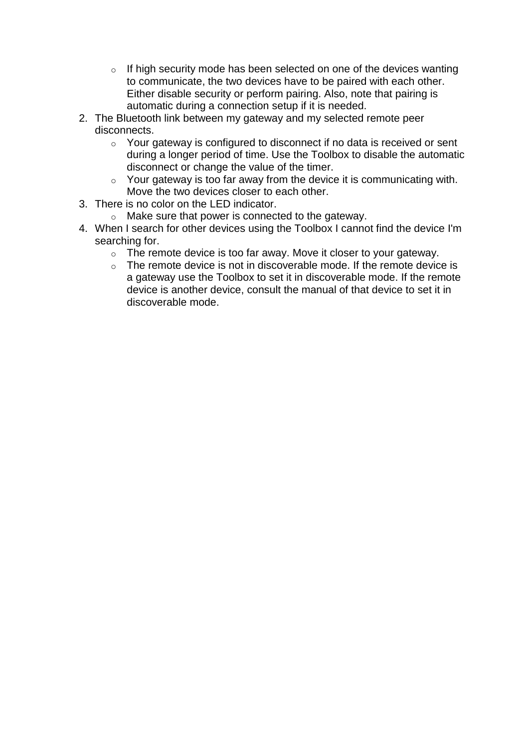- If high security mode has been selected on one of the devices wanting to communicate, the two devices have to be paired with each other. Either disable security or perform pairing. Also, note that pairing is automatic during a connection setup if it is needed.
2. The Bluetooth link between my gateway and my selected remote peer disconnects.
   - Your gateway is configured to disconnect if no data is received or sent during a longer period of time. Use the Toolbox to disable the automatic disconnect or change the value of the timer.
   - Your gateway is too far away from the device it is communicating with. Move the two devices closer to each other.
3. There is no color on the LED indicator.
   - Make sure that power is connected to the gateway.
4. When I search for other devices using the Toolbox I cannot find the device I'm searching for.
   - The remote device is too far away. Move it closer to your gateway.
   - The remote device is not in discoverable mode. If the remote device is a gateway use the Toolbox to set it in discoverable mode. If the remote device is another device, consult the manual of that device to set it in discoverable mode.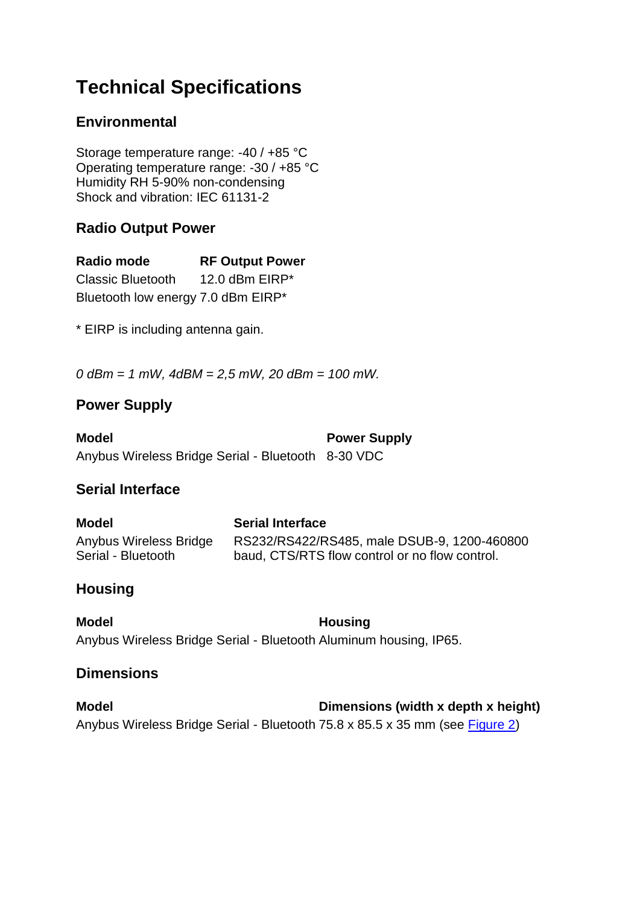# Technical Specifications

## Environmental

Storage temperature range: -40 / +85 °C
Operating temperature range: -30 / +85 °C
Humidity RH 5-90% non-condensing
Shock and vibration: IEC 61131-2

## Radio Output Power

| Radio mode | RF Output Power |
|---|---|
| Classic Bluetooth | 12.0 dBm EIRP* |
| Bluetooth low energy | 7.0 dBm EIRP* |

* EIRP is including antenna gain.

*0 dBm = 1 mW, 4dBM = 2,5 mW, 20 dBm = 100 mW.*

## Power Supply

| Model | Power Supply |
|---|---|
| Anybus Wireless Bridge Serial - Bluetooth | 8-30 VDC |

## Serial Interface

| Model | Serial Interface |
|---|---|
| Anybus Wireless Bridge Serial - Bluetooth | RS232/RS422/RS485, male DSUB-9, 1200-460800 baud, CTS/RTS flow control or no flow control. |

## Housing

| Model | Housing |
|---|---|
| Anybus Wireless Bridge Serial - Bluetooth | Aluminum housing, IP65. |

## Dimensions

| Model | Dimensions (width x depth x height) |
|---|---|
| Anybus Wireless Bridge Serial - Bluetooth | 75.8 x 85.5 x 35 mm (see Figure 2) |